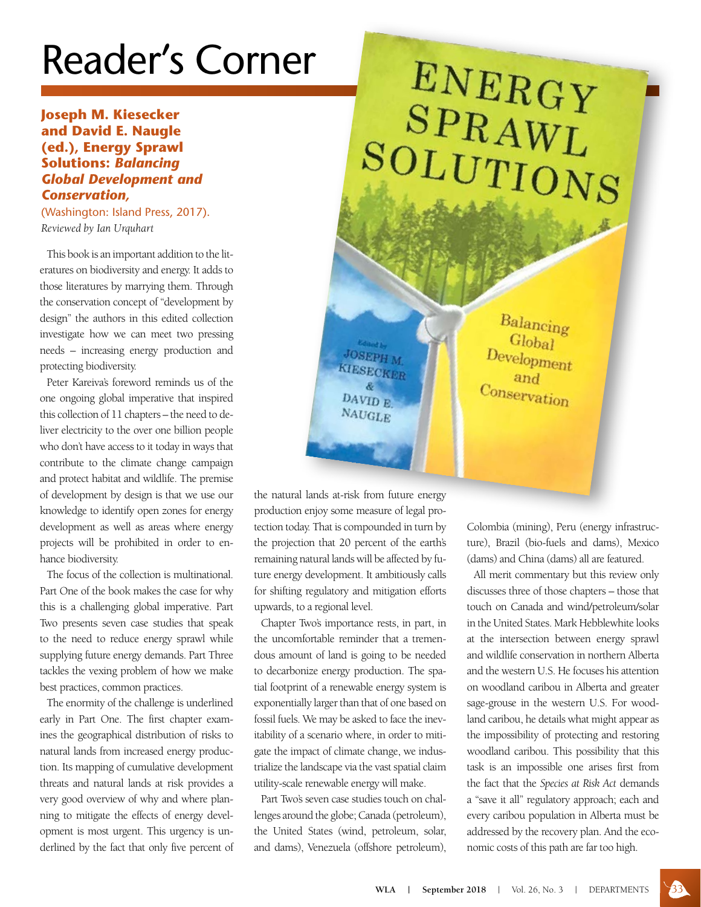# Reader's Corner

**Joseph M. Kiesecker and David E. Naugle (ed.), Energy Sprawl Solutions: *Balancing Global Development and Conservation,***
(Washington: Island Press, 2017).
*Reviewed by Ian Urquhart*

This book is an important addition to the literatures on biodiversity and energy. It adds to those literatures by marrying them. Through the conservation concept of "development by design" the authors in this edited collection investigate how we can meet two pressing needs – increasing energy production and protecting biodiversity.

Peter Kareiva's foreword reminds us of the one ongoing global imperative that inspired this collection of 11 chapters – the need to deliver electricity to the over one billion people who don't have access to it today in ways that contribute to the climate change campaign and protect habitat and wildlife. The premise of development by design is that we use our knowledge to identify open zones for energy development as well as areas where energy projects will be prohibited in order to enhance biodiversity.

The focus of the collection is multinational. Part One of the book makes the case for why this is a challenging global imperative. Part Two presents seven case studies that speak to the need to reduce energy sprawl while supplying future energy demands. Part Three tackles the vexing problem of how we make best practices, common practices.

The enormity of the challenge is underlined early in Part One. The first chapter examines the geographical distribution of risks to natural lands from increased energy production. Its mapping of cumulative development threats and natural lands at risk provides a very good overview of why and where planning to mitigate the effects of energy development is most urgent. This urgency is underlined by the fact that only five percent of the natural lands at-risk from future energy production enjoy some measure of legal protection today. That is compounded in turn by the projection that 20 percent of the earth's remaining natural lands will be affected by future energy development. It ambitiously calls for shifting regulatory and mitigation efforts upwards, to a regional level.

Chapter Two's importance rests, in part, in the uncomfortable reminder that a tremendous amount of land is going to be needed to decarbonize energy production. The spatial footprint of a renewable energy system is exponentially larger than that of one based on fossil fuels. We may be asked to face the inevitability of a scenario where, in order to mitigate the impact of climate change, we industrialize the landscape via the vast spatial claim utility-scale renewable energy will make.

Part Two's seven case studies touch on challenges around the globe; Canada (petroleum), the United States (wind, petroleum, solar, and dams), Venezuela (offshore petroleum), Colombia (mining), Peru (energy infrastructure), Brazil (bio-fuels and dams), Mexico (dams) and China (dams) all are featured.

All merit commentary but this review only discusses three of those chapters – those that touch on Canada and wind/petroleum/solar in the United States. Mark Hebblewhite looks at the intersection between energy sprawl and wildlife conservation in northern Alberta and the western U.S. He focuses his attention on woodland caribou in Alberta and greater sage-grouse in the western U.S. For woodland caribou, he details what might appear as the impossibility of protecting and restoring woodland caribou. This possibility that this task is an impossible one arises first from the fact that the *Species at Risk Act* demands a "save it all" regulatory approach; each and every caribou population in Alberta must be addressed by the recovery plan. And the economic costs of this path are far too high.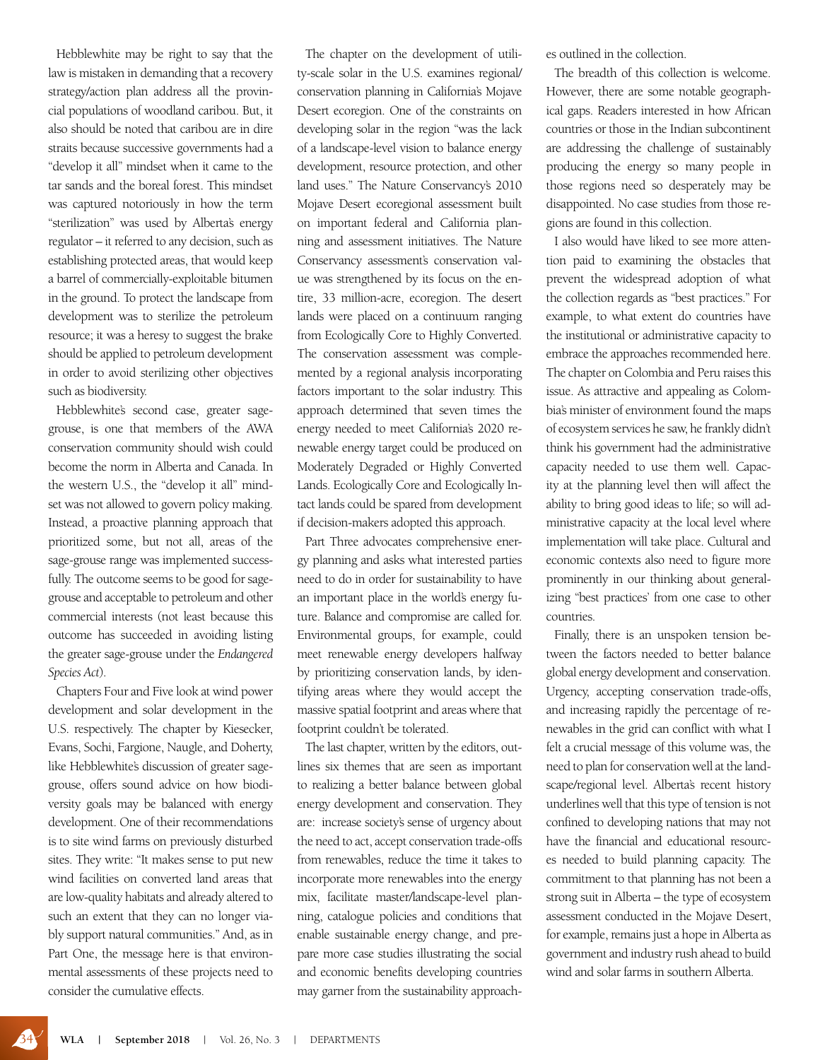Hebblewhite may be right to say that the law is mistaken in demanding that a recovery strategy/action plan address all the provincial populations of woodland caribou. But, it also should be noted that caribou are in dire straits because successive governments had a "develop it all" mindset when it came to the tar sands and the boreal forest. This mindset was captured notoriously in how the term "sterilization" was used by Alberta's energy regulator – it referred to any decision, such as establishing protected areas, that would keep a barrel of commercially-exploitable bitumen in the ground. To protect the landscape from development was to sterilize the petroleum resource; it was a heresy to suggest the brake should be applied to petroleum development in order to avoid sterilizing other objectives such as biodiversity.

Hebblewhite's second case, greater sage-grouse, is one that members of the AWA conservation community should wish could become the norm in Alberta and Canada. In the western U.S., the "develop it all" mindset was not allowed to govern policy making. Instead, a proactive planning approach that prioritized some, but not all, areas of the sage-grouse range was implemented successfully. The outcome seems to be good for sage-grouse and acceptable to petroleum and other commercial interests (not least because this outcome has succeeded in avoiding listing the greater sage-grouse under the *Endangered Species Act*).

Chapters Four and Five look at wind power development and solar development in the U.S. respectively. The chapter by Kiesecker, Evans, Sochi, Fargione, Naugle, and Doherty, like Hebblewhite's discussion of greater sage-grouse, offers sound advice on how biodiversity goals may be balanced with energy development. One of their recommendations is to site wind farms on previously disturbed sites. They write: "It makes sense to put new wind facilities on converted land areas that are low-quality habitats and already altered to such an extent that they can no longer viably support natural communities." And, as in Part One, the message here is that environmental assessments of these projects need to consider the cumulative effects.

The chapter on the development of utility-scale solar in the U.S. examines regional/conservation planning in California's Mojave Desert ecoregion. One of the constraints on developing solar in the region "was the lack of a landscape-level vision to balance energy development, resource protection, and other land uses." The Nature Conservancy's 2010 Mojave Desert ecoregional assessment built on important federal and California planning and assessment initiatives. The Nature Conservancy assessment's conservation value was strengthened by its focus on the entire, 33 million-acre, ecoregion. The desert lands were placed on a continuum ranging from Ecologically Core to Highly Converted. The conservation assessment was complemented by a regional analysis incorporating factors important to the solar industry. This approach determined that seven times the energy needed to meet California's 2020 renewable energy target could be produced on Moderately Degraded or Highly Converted Lands. Ecologically Core and Ecologically Intact lands could be spared from development if decision-makers adopted this approach.

Part Three advocates comprehensive energy planning and asks what interested parties need to do in order for sustainability to have an important place in the world's energy future. Balance and compromise are called for. Environmental groups, for example, could meet renewable energy developers halfway by prioritizing conservation lands, by identifying areas where they would accept the massive spatial footprint and areas where that footprint couldn't be tolerated.

The last chapter, written by the editors, outlines six themes that are seen as important to realizing a better balance between global energy development and conservation. They are: increase society's sense of urgency about the need to act, accept conservation trade-offs from renewables, reduce the time it takes to incorporate more renewables into the energy mix, facilitate master/landscape-level planning, catalogue policies and conditions that enable sustainable energy change, and prepare more case studies illustrating the social and economic benefits developing countries may garner from the sustainability approaches outlined in the collection.

The breadth of this collection is welcome. However, there are some notable geographical gaps. Readers interested in how African countries or those in the Indian subcontinent are addressing the challenge of sustainably producing the energy so many people in those regions need so desperately may be disappointed. No case studies from those regions are found in this collection.

I also would have liked to see more attention paid to examining the obstacles that prevent the widespread adoption of what the collection regards as "best practices." For example, to what extent do countries have the institutional or administrative capacity to embrace the approaches recommended here. The chapter on Colombia and Peru raises this issue. As attractive and appealing as Colombia's minister of environment found the maps of ecosystem services he saw, he frankly didn't think his government had the administrative capacity needed to use them well. Capacity at the planning level then will affect the ability to bring good ideas to life; so will administrative capacity at the local level where implementation will take place. Cultural and economic contexts also need to figure more prominently in our thinking about generalizing "best practices' from one case to other countries.

Finally, there is an unspoken tension between the factors needed to better balance global energy development and conservation. Urgency, accepting conservation trade-offs, and increasing rapidly the percentage of renewables in the grid can conflict with what I felt a crucial message of this volume was, the need to plan for conservation well at the landscape/regional level. Alberta's recent history underlines well that this type of tension is not confined to developing nations that may not have the financial and educational resources needed to build planning capacity. The commitment to that planning has not been a strong suit in Alberta – the type of ecosystem assessment conducted in the Mojave Desert, for example, remains just a hope in Alberta as government and industry rush ahead to build wind and solar farms in southern Alberta.